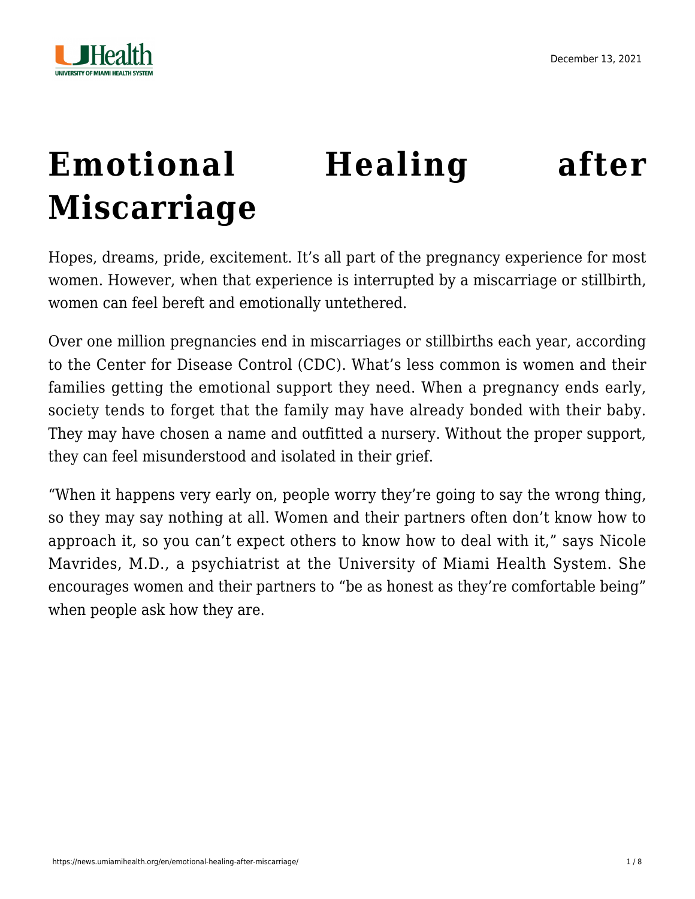December 13, 2021

# Emotional Healing after Miscarriage

Hopes, dreams, pride, excitement. It's all part of the pregnancy experience for most women. However, when that experience is interrupted by a miscarriage or stillbirth, women can feel bereft and emotionally untethered.

Over one million pregnancies end in miscarriages or stillbirths each year, according to the Center for Disease Control (CDC). What's less common is women and their families getting the emotional support they need. When a pregnancy ends early, society tends to forget that the family may have already bonded with their baby. They may have chosen a name and outfitted a nursery. Without the proper support, they can feel misunderstood and isolated in their grief.

"When it happens very early on, people worry they're going to say the wrong thing, so they may say nothing at all. Women and their partners often don't know how to approach it, so you can't expect others to know how to deal with it," says Nicole Mavrides, M.D., a psychiatrist at the University of Miami Health System. She encourages women and their partners to "be as honest as they're comfortable being" when people ask how they are.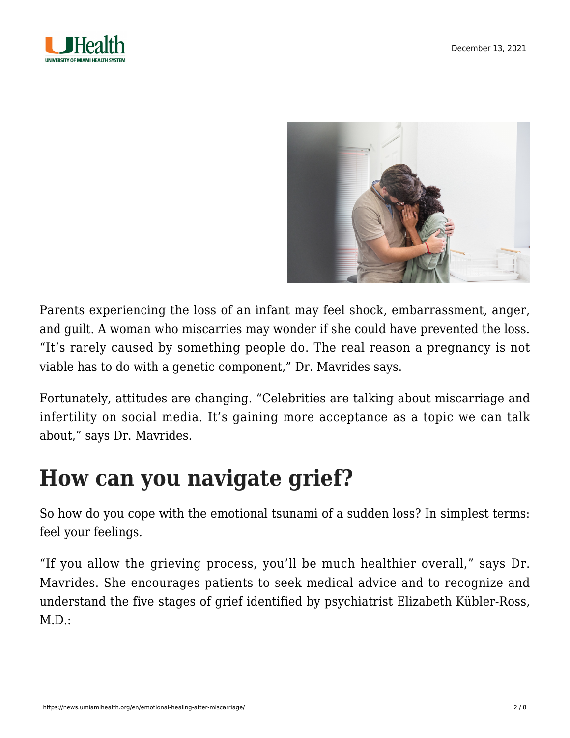Parents experiencing the loss of an infant may feel shock, embarrassment, anger, and guilt. A woman who miscarries may wonder if she could have prevented the loss. “It’s rarely caused by something people do. The real reason a pregnancy is not viable has to do with a genetic component,” Dr. Mavrides says.

Fortunately, attitudes are changing. “Celebrities are talking about miscarriage and infertility on social media. It’s gaining more acceptance as a topic we can talk about,” says Dr. Mavrides.

## How can you navigate grief?

So how do you cope with the emotional tsunami of a sudden loss? In simplest terms: feel your feelings.

“If you allow the grieving process, you’ll be much healthier overall,” says Dr. Mavrides. She encourages patients to seek medical advice and to recognize and understand the five stages of grief identified by psychiatrist Elizabeth Kübler-Ross, M.D.: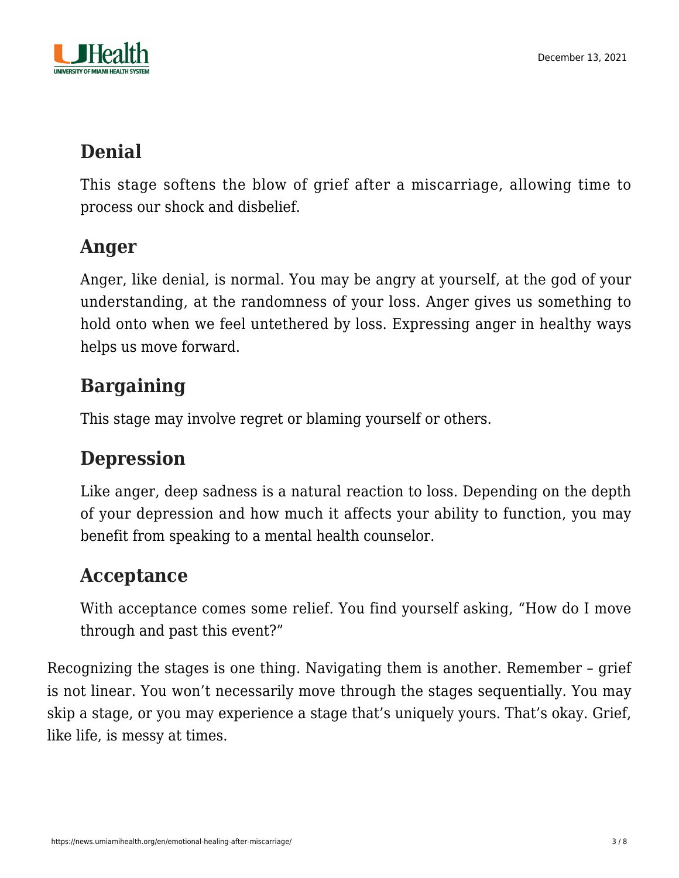### Denial

This stage softens the blow of grief after a miscarriage, allowing time to process our shock and disbelief.

### Anger

Anger, like denial, is normal. You may be angry at yourself, at the god of your understanding, at the randomness of your loss. Anger gives us something to hold onto when we feel untethered by loss. Expressing anger in healthy ways helps us move forward.

### Bargaining

This stage may involve regret or blaming yourself or others.

### Depression

Like anger, deep sadness is a natural reaction to loss. Depending on the depth of your depression and how much it affects your ability to function, you may benefit from speaking to a mental health counselor.

### Acceptance

With acceptance comes some relief. You find yourself asking, "How do I move through and past this event?"

Recognizing the stages is one thing. Navigating them is another. Remember – grief is not linear. You won't necessarily move through the stages sequentially. You may skip a stage, or you may experience a stage that's uniquely yours. That's okay. Grief, like life, is messy at times.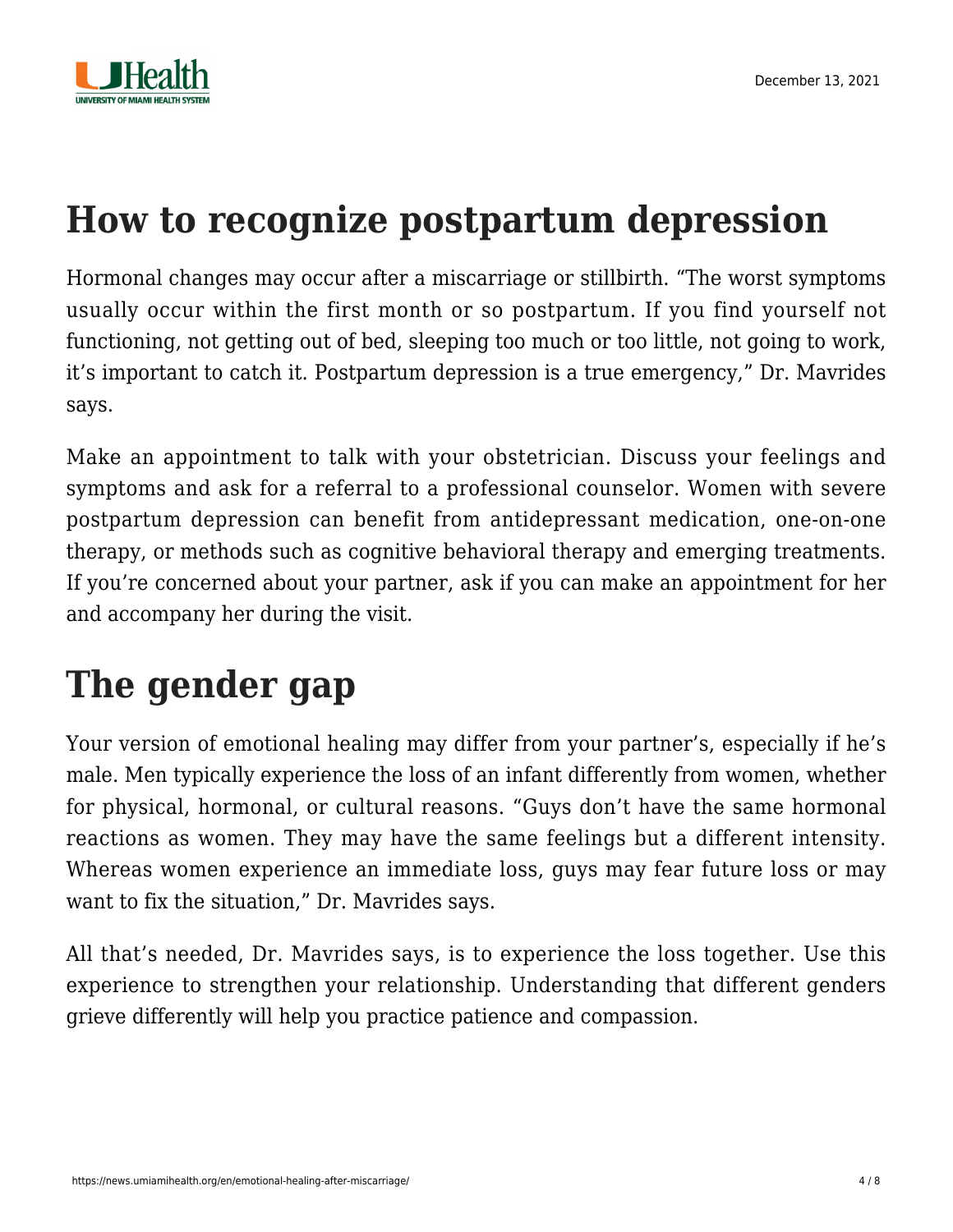## How to recognize postpartum depression

Hormonal changes may occur after a miscarriage or stillbirth. "The worst symptoms usually occur within the first month or so postpartum. If you find yourself not functioning, not getting out of bed, sleeping too much or too little, not going to work, it's important to catch it. Postpartum depression is a true emergency," Dr. Mavrides says.

Make an appointment to talk with your obstetrician. Discuss your feelings and symptoms and ask for a referral to a professional counselor. Women with severe postpartum depression can benefit from antidepressant medication, one-on-one therapy, or methods such as cognitive behavioral therapy and emerging treatments. If you're concerned about your partner, ask if you can make an appointment for her and accompany her during the visit.

## The gender gap

Your version of emotional healing may differ from your partner's, especially if he's male. Men typically experience the loss of an infant differently from women, whether for physical, hormonal, or cultural reasons. "Guys don't have the same hormonal reactions as women. They may have the same feelings but a different intensity. Whereas women experience an immediate loss, guys may fear future loss or may want to fix the situation," Dr. Mavrides says.

All that's needed, Dr. Mavrides says, is to experience the loss together. Use this experience to strengthen your relationship. Understanding that different genders grieve differently will help you practice patience and compassion.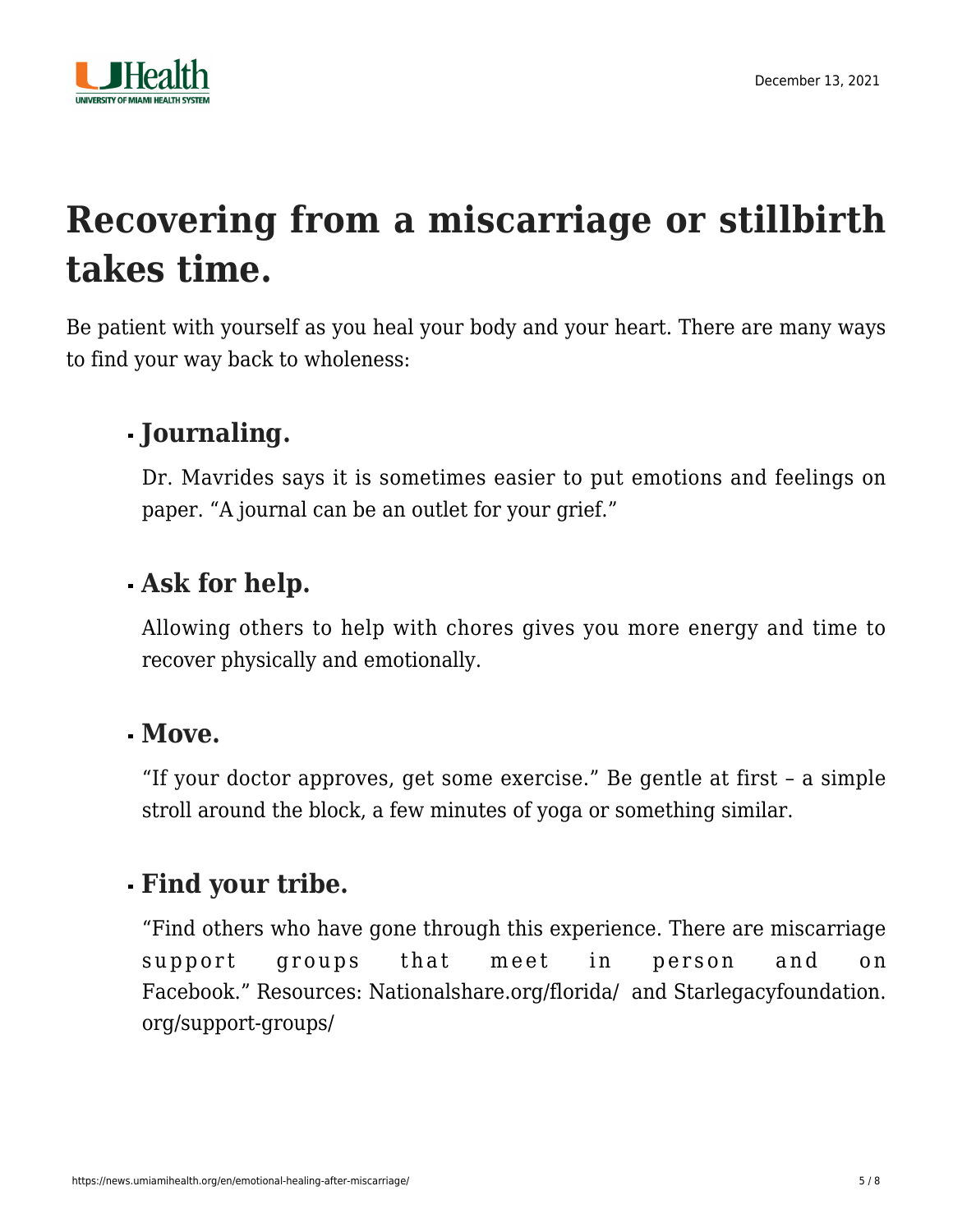# Recovering from a miscarriage or stillbirth takes time.

Be patient with yourself as you heal your body and your heart. There are many ways to find your way back to wholeness:

- **Journaling.**

  Dr. Mavrides says it is sometimes easier to put emotions and feelings on paper. "A journal can be an outlet for your grief."

- **Ask for help.**

  Allowing others to help with chores gives you more energy and time to recover physically and emotionally.

- **Move.**

  "If your doctor approves, get some exercise." Be gentle at first – a simple stroll around the block, a few minutes of yoga or something similar.

- **Find your tribe.**

  "Find others who have gone through this experience. There are miscarriage support groups that meet in person and on Facebook." Resources: Nationalshare.org/florida/ and Starlegacyfoundation.org/support-groups/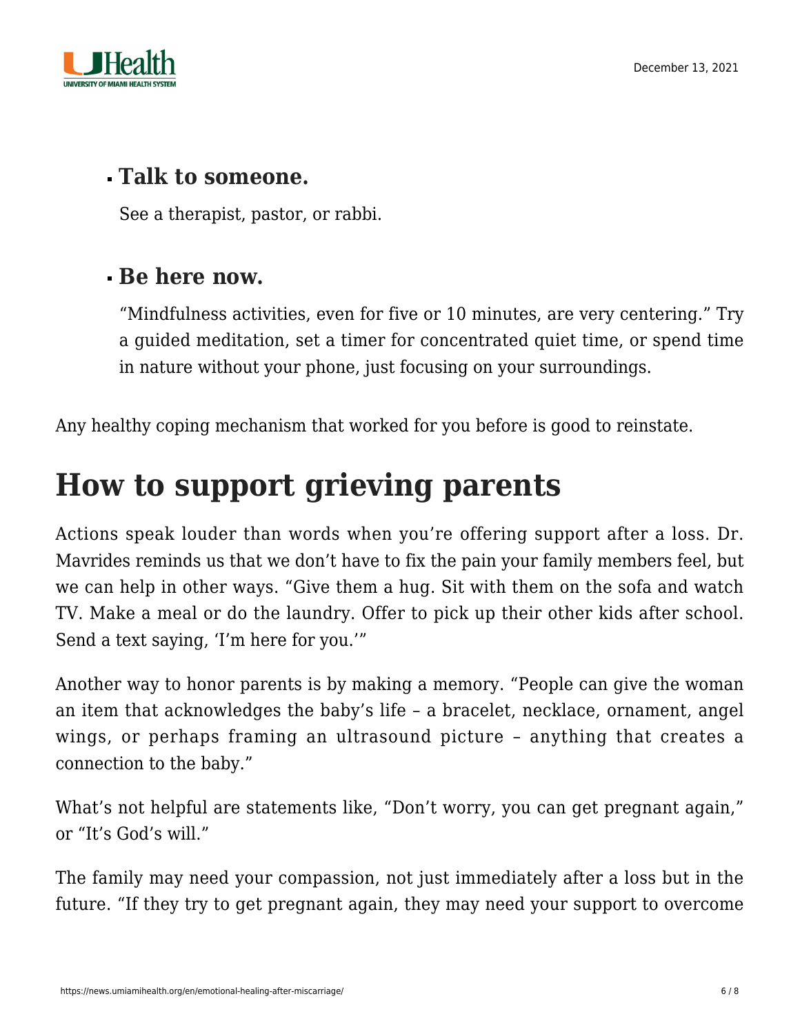- **Talk to someone.**

  See a therapist, pastor, or rabbi.

- **Be here now.**

  "Mindfulness activities, even for five or 10 minutes, are very centering." Try a guided meditation, set a timer for concentrated quiet time, or spend time in nature without your phone, just focusing on your surroundings.

Any healthy coping mechanism that worked for you before is good to reinstate.

# How to support grieving parents

Actions speak louder than words when you're offering support after a loss. Dr. Mavrides reminds us that we don't have to fix the pain your family members feel, but we can help in other ways. "Give them a hug. Sit with them on the sofa and watch TV. Make a meal or do the laundry. Offer to pick up their other kids after school. Send a text saying, 'I'm here for you.'"

Another way to honor parents is by making a memory. "People can give the woman an item that acknowledges the baby's life – a bracelet, necklace, ornament, angel wings, or perhaps framing an ultrasound picture – anything that creates a connection to the baby."

What's not helpful are statements like, "Don't worry, you can get pregnant again," or "It's God's will."

The family may need your compassion, not just immediately after a loss but in the future. "If they try to get pregnant again, they may need your support to overcome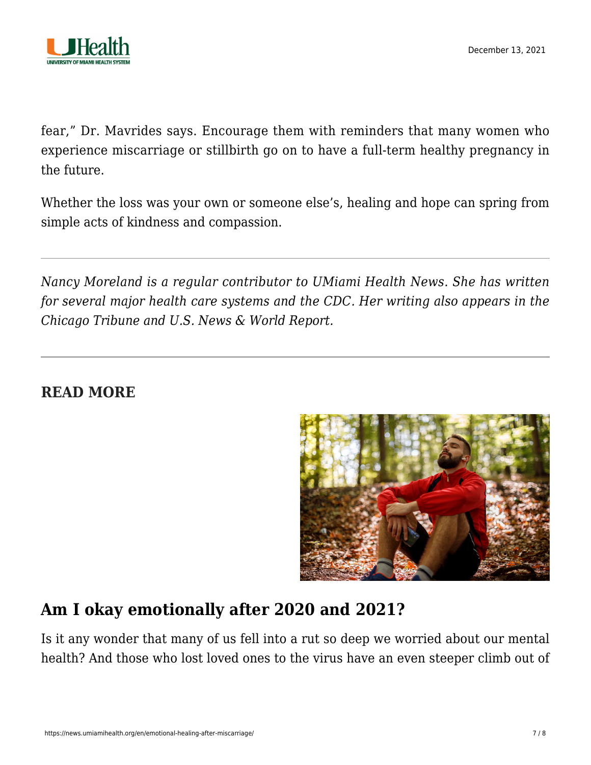fear," Dr. Mavrides says. Encourage them with reminders that many women who experience miscarriage or stillbirth go on to have a full-term healthy pregnancy in the future.

Whether the loss was your own or someone else's, healing and hope can spring from simple acts of kindness and compassion.

---

*Nancy Moreland is a regular contributor to UMiami Health News. She has written for several major health care systems and the CDC. Her writing also appears in the Chicago Tribune and U.S. News & World Report.*

---

## READ MORE

## Am I okay emotionally after 2020 and 2021?

Is it any wonder that many of us fell into a rut so deep we worried about our mental health? And those who lost loved ones to the virus have an even steeper climb out of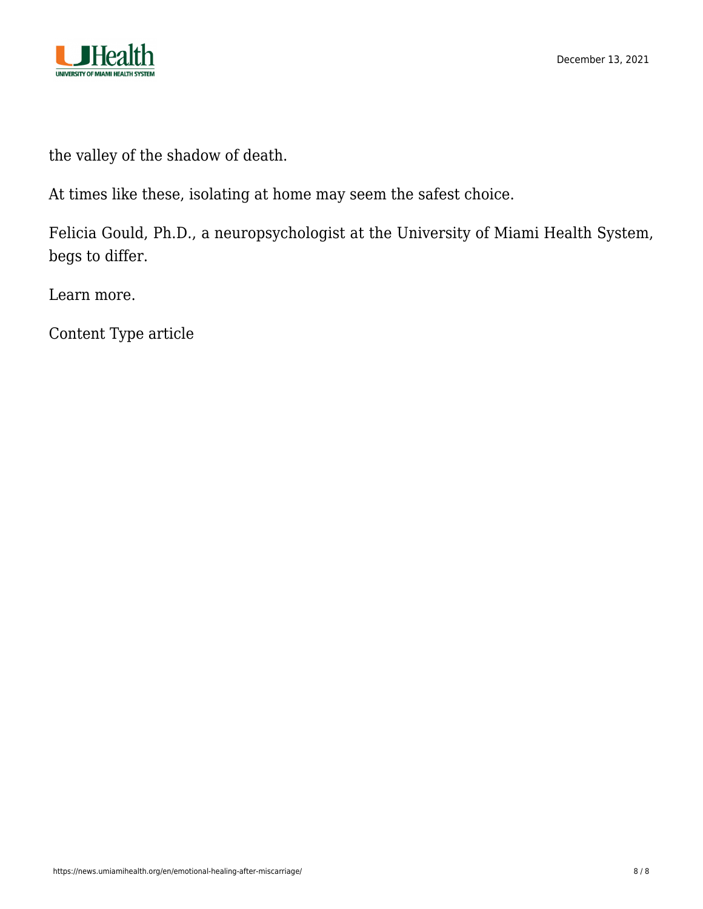the valley of the shadow of death.

At times like these, isolating at home may seem the safest choice.

Felicia Gould, Ph.D., a neuropsychologist at the University of Miami Health System, begs to differ.

Learn more.

Content Type article